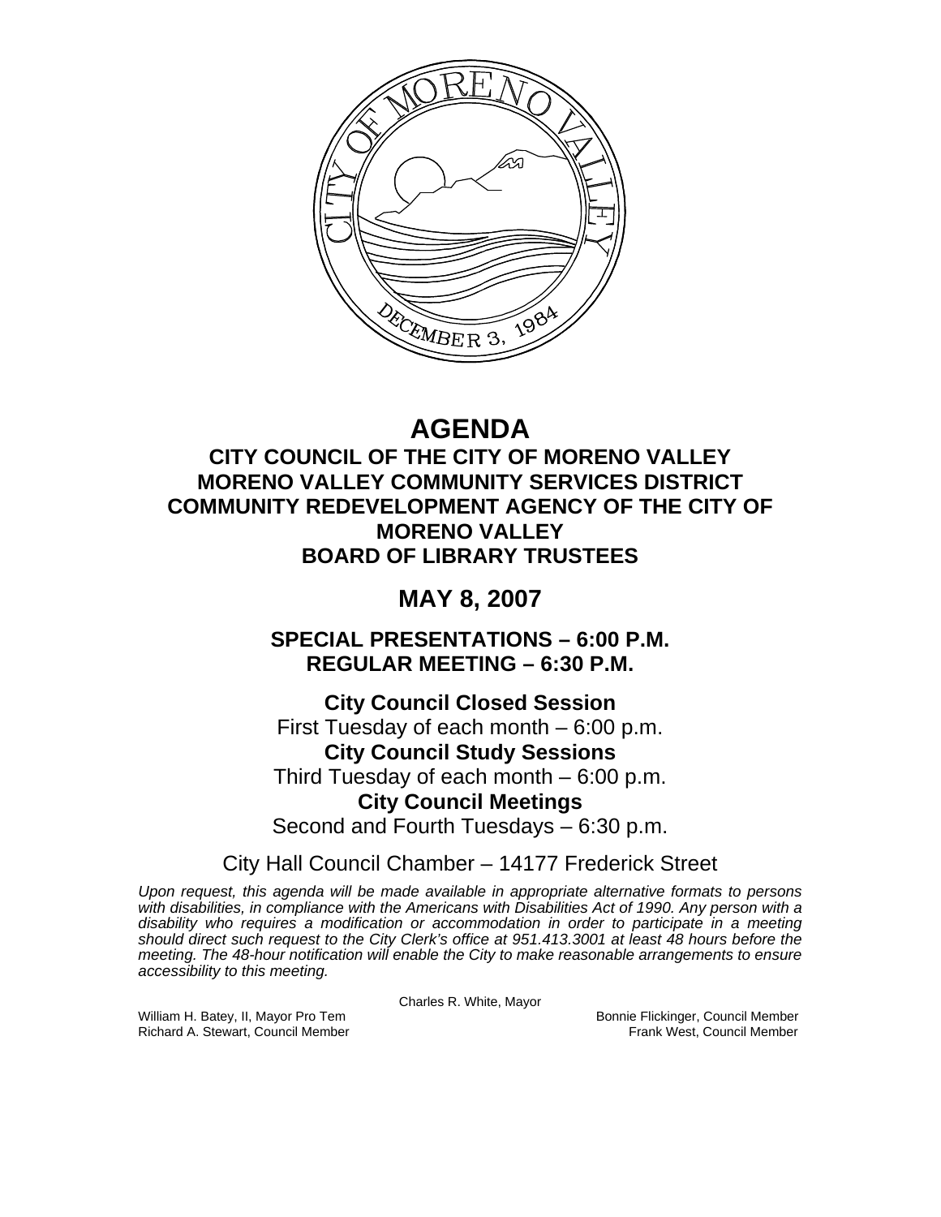# AGENDA

## CITY COUNCIL OF THE CITY OF MORENO VALLEY
## MORENO VALLEY COMMUNITY SERVICES DISTRICT
## COMMUNITY REDEVELOPMENT AGENCY OF THE CITY OF MORENO VALLEY
## BOARD OF LIBRARY TRUSTEES

## MAY 8, 2007

### SPECIAL PRESENTATIONS – 6:00 P.M.
### REGULAR MEETING – 6:30 P.M.

**City Council Closed Session**
First Tuesday of each month – 6:00 p.m.

**City Council Study Sessions**
Third Tuesday of each month – 6:00 p.m.

**City Council Meetings**
Second and Fourth Tuesdays – 6:30 p.m.

City Hall Council Chamber – 14177 Frederick Street

*Upon request, this agenda will be made available in appropriate alternative formats to persons with disabilities, in compliance with the Americans with Disabilities Act of 1990. Any person with a disability who requires a modification or accommodation in order to participate in a meeting should direct such request to the City Clerk's office at 951.413.3001 at least 48 hours before the meeting. The 48-hour notification will enable the City to make reasonable arrangements to ensure accessibility to this meeting.*

Charles R. White, Mayor

William H. Batey, II, Mayor Pro Tem
Bonnie Flickinger, Council Member
Richard A. Stewart, Council Member
Frank West, Council Member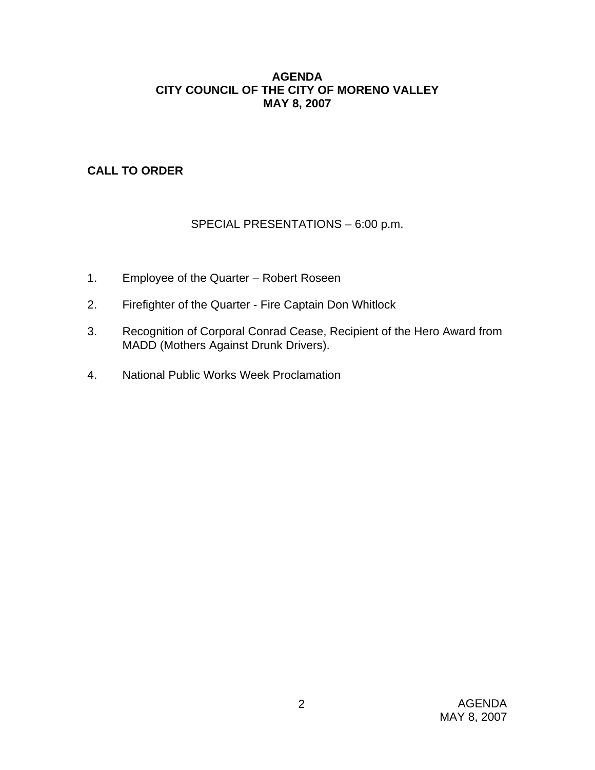# AGENDA
# CITY COUNCIL OF THE CITY OF MORENO VALLEY
# MAY 8, 2007

**CALL TO ORDER**

SPECIAL PRESENTATIONS – 6:00 p.m.

1. Employee of the Quarter – Robert Roseen
2. Firefighter of the Quarter - Fire Captain Don Whitlock
3. Recognition of Corporal Conrad Cease, Recipient of the Hero Award from MADD (Mothers Against Drunk Drivers).
4. National Public Works Week Proclamation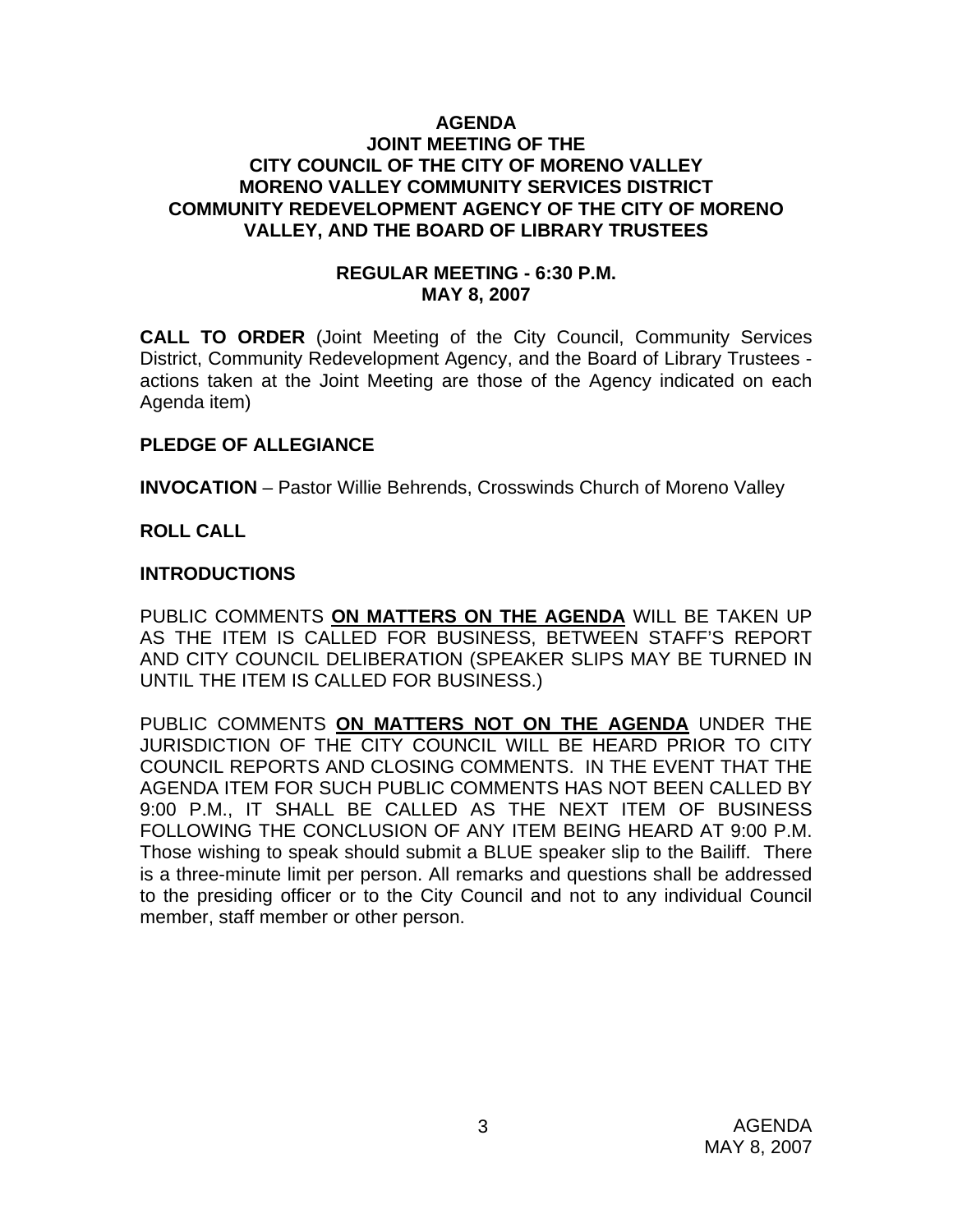**AGENDA**
**JOINT MEETING OF THE**
**CITY COUNCIL OF THE CITY OF MORENO VALLEY**
**MORENO VALLEY COMMUNITY SERVICES DISTRICT**
**COMMUNITY REDEVELOPMENT AGENCY OF THE CITY OF MORENO VALLEY, AND THE BOARD OF LIBRARY TRUSTEES**

**REGULAR MEETING - 6:30 P.M.**
**MAY 8, 2007**

**CALL TO ORDER** (Joint Meeting of the City Council, Community Services District, Community Redevelopment Agency, and the Board of Library Trustees - actions taken at the Joint Meeting are those of the Agency indicated on each Agenda item)

**PLEDGE OF ALLEGIANCE**

**INVOCATION** – Pastor Willie Behrends, Crosswinds Church of Moreno Valley

**ROLL CALL**

**INTRODUCTIONS**

PUBLIC COMMENTS **ON MATTERS ON THE AGENDA** WILL BE TAKEN UP AS THE ITEM IS CALLED FOR BUSINESS, BETWEEN STAFF'S REPORT AND CITY COUNCIL DELIBERATION (SPEAKER SLIPS MAY BE TURNED IN UNTIL THE ITEM IS CALLED FOR BUSINESS.)

PUBLIC COMMENTS **ON MATTERS NOT ON THE AGENDA** UNDER THE JURISDICTION OF THE CITY COUNCIL WILL BE HEARD PRIOR TO CITY COUNCIL REPORTS AND CLOSING COMMENTS. IN THE EVENT THAT THE AGENDA ITEM FOR SUCH PUBLIC COMMENTS HAS NOT BEEN CALLED BY 9:00 P.M., IT SHALL BE CALLED AS THE NEXT ITEM OF BUSINESS FOLLOWING THE CONCLUSION OF ANY ITEM BEING HEARD AT 9:00 P.M. Those wishing to speak should submit a BLUE speaker slip to the Bailiff. There is a three-minute limit per person. All remarks and questions shall be addressed to the presiding officer or to the City Council and not to any individual Council member, staff member or other person.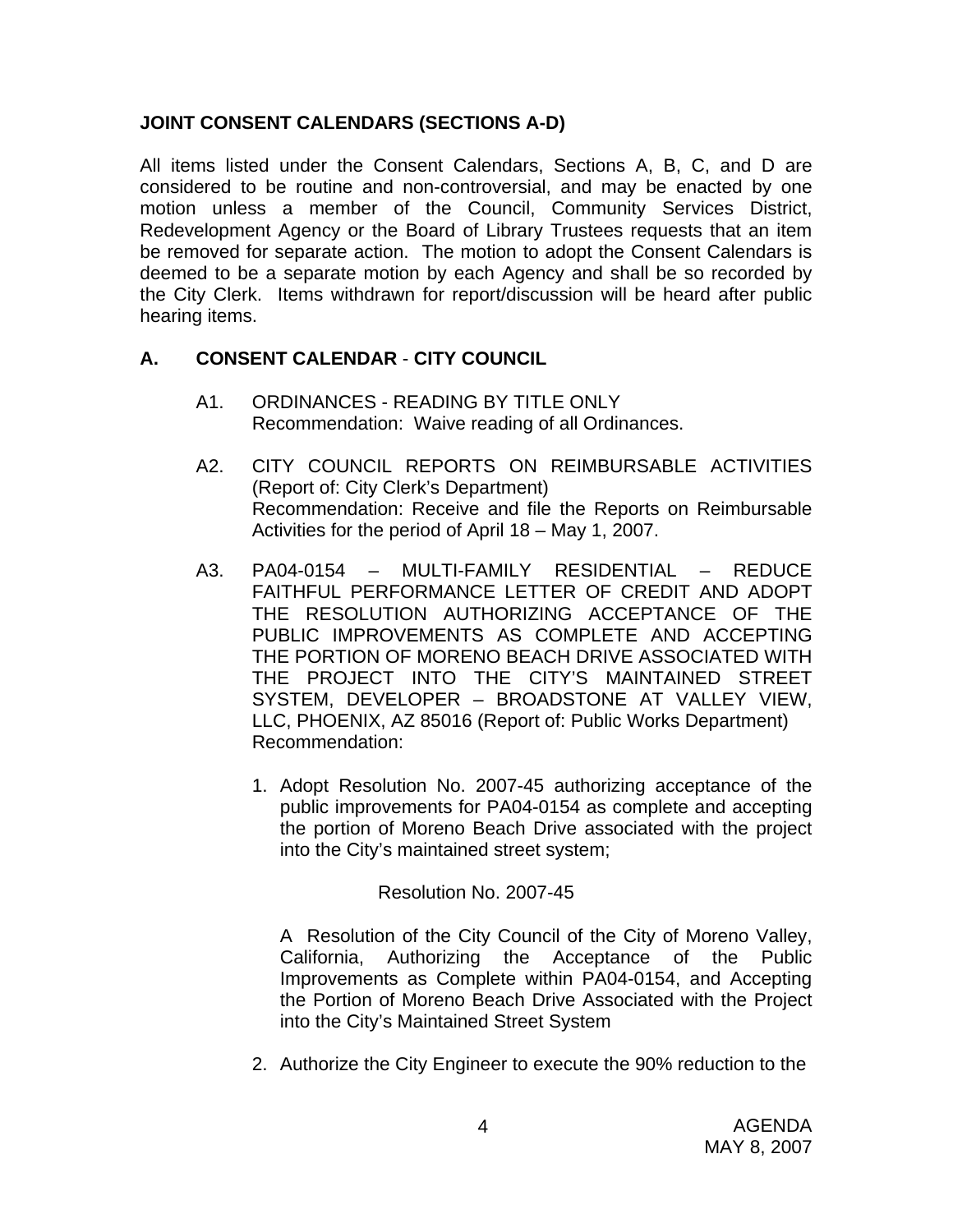## JOINT CONSENT CALENDARS (SECTIONS A-D)

All items listed under the Consent Calendars, Sections A, B, C, and D are considered to be routine and non-controversial, and may be enacted by one motion unless a member of the Council, Community Services District, Redevelopment Agency or the Board of Library Trustees requests that an item be removed for separate action. The motion to adopt the Consent Calendars is deemed to be a separate motion by each Agency and shall be so recorded by the City Clerk. Items withdrawn for report/discussion will be heard after public hearing items.

## A. CONSENT CALENDAR - CITY COUNCIL

A1. ORDINANCES - READING BY TITLE ONLY
Recommendation: Waive reading of all Ordinances.

A2. CITY COUNCIL REPORTS ON REIMBURSABLE ACTIVITIES (Report of: City Clerk's Department)
Recommendation: Receive and file the Reports on Reimbursable Activities for the period of April 18 – May 1, 2007.

A3. PA04-0154 – MULTI-FAMILY RESIDENTIAL – REDUCE FAITHFUL PERFORMANCE LETTER OF CREDIT AND ADOPT THE RESOLUTION AUTHORIZING ACCEPTANCE OF THE PUBLIC IMPROVEMENTS AS COMPLETE AND ACCEPTING THE PORTION OF MORENO BEACH DRIVE ASSOCIATED WITH THE PROJECT INTO THE CITY'S MAINTAINED STREET SYSTEM, DEVELOPER – BROADSTONE AT VALLEY VIEW, LLC, PHOENIX, AZ 85016 (Report of: Public Works Department)
Recommendation:

1. Adopt Resolution No. 2007-45 authorizing acceptance of the public improvements for PA04-0154 as complete and accepting the portion of Moreno Beach Drive associated with the project into the City's maintained street system;

   Resolution No. 2007-45

   A Resolution of the City Council of the City of Moreno Valley, California, Authorizing the Acceptance of the Public Improvements as Complete within PA04-0154, and Accepting the Portion of Moreno Beach Drive Associated with the Project into the City's Maintained Street System

2. Authorize the City Engineer to execute the 90% reduction to the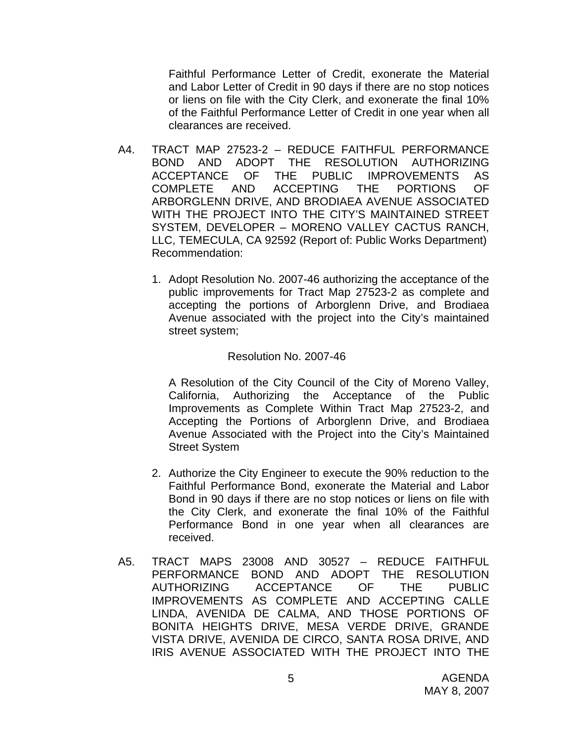Faithful Performance Letter of Credit, exonerate the Material and Labor Letter of Credit in 90 days if there are no stop notices or liens on file with the City Clerk, and exonerate the final 10% of the Faithful Performance Letter of Credit in one year when all clearances are received.

A4. TRACT MAP 27523-2 – REDUCE FAITHFUL PERFORMANCE BOND AND ADOPT THE RESOLUTION AUTHORIZING ACCEPTANCE OF THE PUBLIC IMPROVEMENTS AS COMPLETE AND ACCEPTING THE PORTIONS OF ARBORGLENN DRIVE, AND BRODIAEA AVENUE ASSOCIATED WITH THE PROJECT INTO THE CITY'S MAINTAINED STREET SYSTEM, DEVELOPER – MORENO VALLEY CACTUS RANCH, LLC, TEMECULA, CA 92592 (Report of: Public Works Department) Recommendation:

1. Adopt Resolution No. 2007-46 authorizing the acceptance of the public improvements for Tract Map 27523-2 as complete and accepting the portions of Arborglenn Drive, and Brodiaea Avenue associated with the project into the City's maintained street system;

   Resolution No. 2007-46

   A Resolution of the City Council of the City of Moreno Valley, California, Authorizing the Acceptance of the Public Improvements as Complete Within Tract Map 27523-2, and Accepting the Portions of Arborglenn Drive, and Brodiaea Avenue Associated with the Project into the City's Maintained Street System

2. Authorize the City Engineer to execute the 90% reduction to the Faithful Performance Bond, exonerate the Material and Labor Bond in 90 days if there are no stop notices or liens on file with the City Clerk, and exonerate the final 10% of the Faithful Performance Bond in one year when all clearances are received.

A5. TRACT MAPS 23008 AND 30527 – REDUCE FAITHFUL PERFORMANCE BOND AND ADOPT THE RESOLUTION AUTHORIZING ACCEPTANCE OF THE PUBLIC IMPROVEMENTS AS COMPLETE AND ACCEPTING CALLE LINDA, AVENIDA DE CALMA, AND THOSE PORTIONS OF BONITA HEIGHTS DRIVE, MESA VERDE DRIVE, GRANDE VISTA DRIVE, AVENIDA DE CIRCO, SANTA ROSA DRIVE, AND IRIS AVENUE ASSOCIATED WITH THE PROJECT INTO THE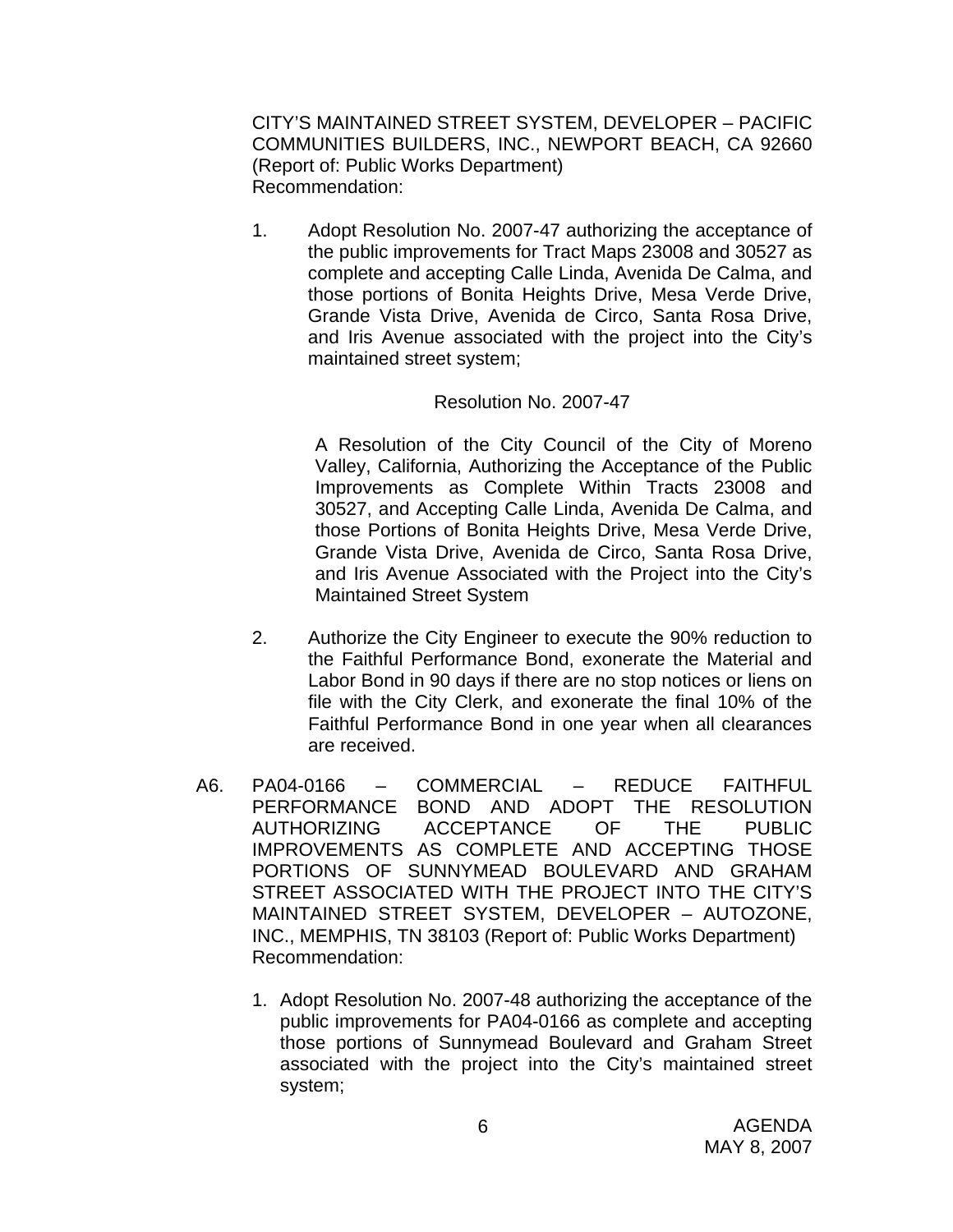CITY'S MAINTAINED STREET SYSTEM, DEVELOPER – PACIFIC COMMUNITIES BUILDERS, INC., NEWPORT BEACH, CA 92660 (Report of: Public Works Department)
Recommendation:

1. Adopt Resolution No. 2007-47 authorizing the acceptance of the public improvements for Tract Maps 23008 and 30527 as complete and accepting Calle Linda, Avenida De Calma, and those portions of Bonita Heights Drive, Mesa Verde Drive, Grande Vista Drive, Avenida de Circo, Santa Rosa Drive, and Iris Avenue associated with the project into the City's maintained street system;

   Resolution No. 2007-47

   A Resolution of the City Council of the City of Moreno Valley, California, Authorizing the Acceptance of the Public Improvements as Complete Within Tracts 23008 and 30527, and Accepting Calle Linda, Avenida De Calma, and those Portions of Bonita Heights Drive, Mesa Verde Drive, Grande Vista Drive, Avenida de Circo, Santa Rosa Drive, and Iris Avenue Associated with the Project into the City's Maintained Street System

2. Authorize the City Engineer to execute the 90% reduction to the Faithful Performance Bond, exonerate the Material and Labor Bond in 90 days if there are no stop notices or liens on file with the City Clerk, and exonerate the final 10% of the Faithful Performance Bond in one year when all clearances are received.

A6. PA04-0166 – COMMERCIAL – REDUCE FAITHFUL PERFORMANCE BOND AND ADOPT THE RESOLUTION AUTHORIZING ACCEPTANCE OF THE PUBLIC IMPROVEMENTS AS COMPLETE AND ACCEPTING THOSE PORTIONS OF SUNNYMEAD BOULEVARD AND GRAHAM STREET ASSOCIATED WITH THE PROJECT INTO THE CITY'S MAINTAINED STREET SYSTEM, DEVELOPER – AUTOZONE, INC., MEMPHIS, TN 38103 (Report of: Public Works Department)
Recommendation:

1. Adopt Resolution No. 2007-48 authorizing the acceptance of the public improvements for PA04-0166 as complete and accepting those portions of Sunnymead Boulevard and Graham Street associated with the project into the City's maintained street system;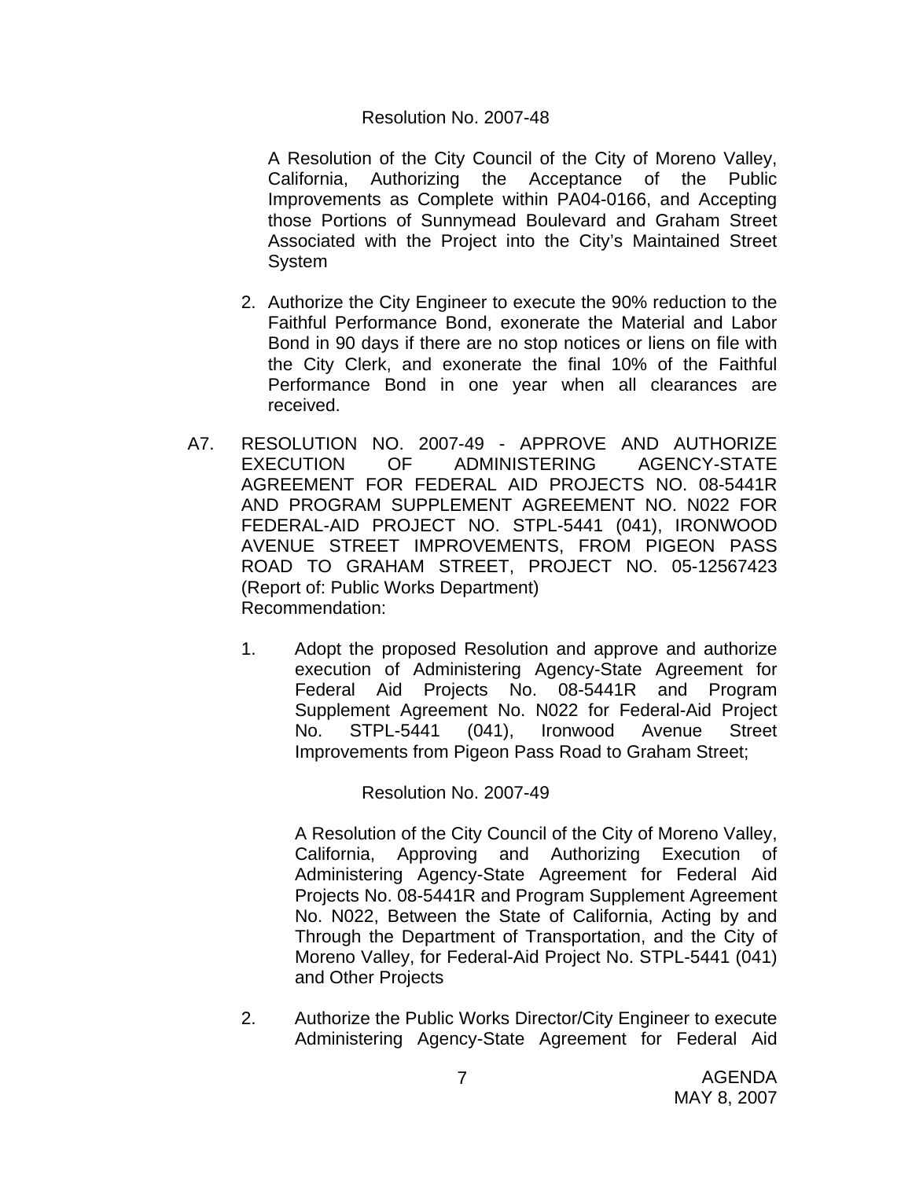Resolution No. 2007-48

A Resolution of the City Council of the City of Moreno Valley, California, Authorizing the Acceptance of the Public Improvements as Complete within PA04-0166, and Accepting those Portions of Sunnymead Boulevard and Graham Street Associated with the Project into the City's Maintained Street System

2. Authorize the City Engineer to execute the 90% reduction to the Faithful Performance Bond, exonerate the Material and Labor Bond in 90 days if there are no stop notices or liens on file with the City Clerk, and exonerate the final 10% of the Faithful Performance Bond in one year when all clearances are received.

A7. RESOLUTION NO. 2007-49 - APPROVE AND AUTHORIZE EXECUTION OF ADMINISTERING AGENCY-STATE AGREEMENT FOR FEDERAL AID PROJECTS NO. 08-5441R AND PROGRAM SUPPLEMENT AGREEMENT NO. N022 FOR FEDERAL-AID PROJECT NO. STPL-5441 (041), IRONWOOD AVENUE STREET IMPROVEMENTS, FROM PIGEON PASS ROAD TO GRAHAM STREET, PROJECT NO. 05-12567423 (Report of: Public Works Department)
Recommendation:

1. Adopt the proposed Resolution and approve and authorize execution of Administering Agency-State Agreement for Federal Aid Projects No. 08-5441R and Program Supplement Agreement No. N022 for Federal-Aid Project No. STPL-5441 (041), Ironwood Avenue Street Improvements from Pigeon Pass Road to Graham Street;

   Resolution No. 2007-49

   A Resolution of the City Council of the City of Moreno Valley, California, Approving and Authorizing Execution of Administering Agency-State Agreement for Federal Aid Projects No. 08-5441R and Program Supplement Agreement No. N022, Between the State of California, Acting by and Through the Department of Transportation, and the City of Moreno Valley, for Federal-Aid Project No. STPL-5441 (041) and Other Projects

2. Authorize the Public Works Director/City Engineer to execute Administering Agency-State Agreement for Federal Aid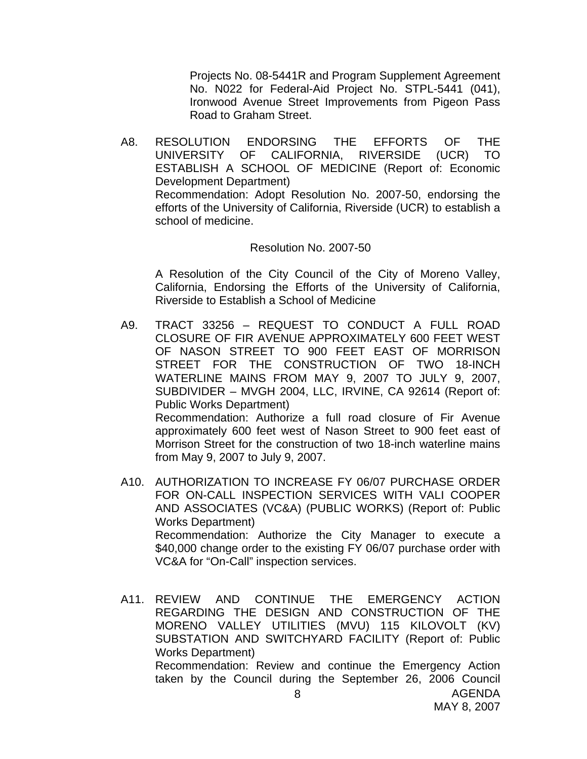Projects No. 08-5441R and Program Supplement Agreement No. N022 for Federal-Aid Project No. STPL-5441 (041), Ironwood Avenue Street Improvements from Pigeon Pass Road to Graham Street.

A8. RESOLUTION ENDORSING THE EFFORTS OF THE UNIVERSITY OF CALIFORNIA, RIVERSIDE (UCR) TO ESTABLISH A SCHOOL OF MEDICINE (Report of: Economic Development Department)
Recommendation: Adopt Resolution No. 2007-50, endorsing the efforts of the University of California, Riverside (UCR) to establish a school of medicine.

Resolution No. 2007-50

A Resolution of the City Council of the City of Moreno Valley, California, Endorsing the Efforts of the University of California, Riverside to Establish a School of Medicine

A9. TRACT 33256 – REQUEST TO CONDUCT A FULL ROAD CLOSURE OF FIR AVENUE APPROXIMATELY 600 FEET WEST OF NASON STREET TO 900 FEET EAST OF MORRISON STREET FOR THE CONSTRUCTION OF TWO 18-INCH WATERLINE MAINS FROM MAY 9, 2007 TO JULY 9, 2007, SUBDIVIDER – MVGH 2004, LLC, IRVINE, CA 92614 (Report of: Public Works Department)
Recommendation: Authorize a full road closure of Fir Avenue approximately 600 feet west of Nason Street to 900 feet east of Morrison Street for the construction of two 18-inch waterline mains from May 9, 2007 to July 9, 2007.

A10. AUTHORIZATION TO INCREASE FY 06/07 PURCHASE ORDER FOR ON-CALL INSPECTION SERVICES WITH VALI COOPER AND ASSOCIATES (VC&A) (PUBLIC WORKS) (Report of: Public Works Department)
Recommendation: Authorize the City Manager to execute a $40,000 change order to the existing FY 06/07 purchase order with VC&A for "On-Call" inspection services.

A11. REVIEW AND CONTINUE THE EMERGENCY ACTION REGARDING THE DESIGN AND CONSTRUCTION OF THE MORENO VALLEY UTILITIES (MVU) 115 KILOVOLT (KV) SUBSTATION AND SWITCHYARD FACILITY (Report of: Public Works Department)
Recommendation: Review and continue the Emergency Action taken by the Council during the September 26, 2006 Council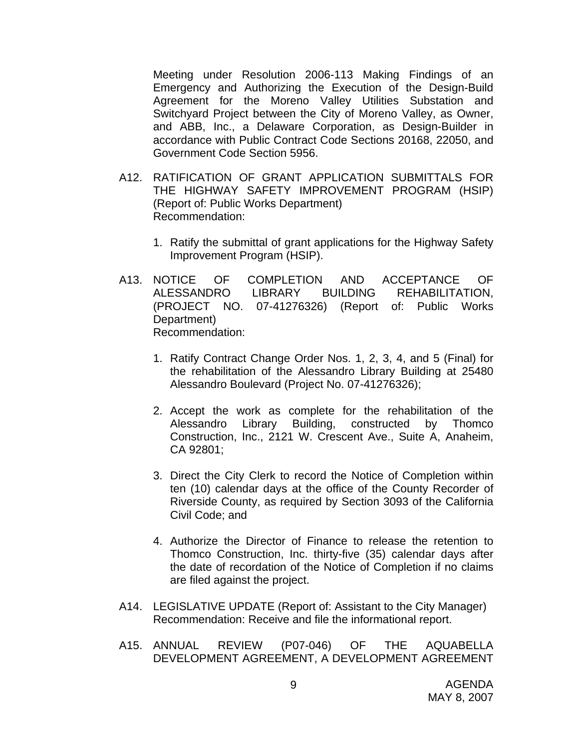Meeting under Resolution 2006-113 Making Findings of an Emergency and Authorizing the Execution of the Design-Build Agreement for the Moreno Valley Utilities Substation and Switchyard Project between the City of Moreno Valley, as Owner, and ABB, Inc., a Delaware Corporation, as Design-Builder in accordance with Public Contract Code Sections 20168, 22050, and Government Code Section 5956.

A12. RATIFICATION OF GRANT APPLICATION SUBMITTALS FOR THE HIGHWAY SAFETY IMPROVEMENT PROGRAM (HSIP) (Report of: Public Works Department)
Recommendation:

1. Ratify the submittal of grant applications for the Highway Safety Improvement Program (HSIP).

A13. NOTICE OF COMPLETION AND ACCEPTANCE OF ALESSANDRO LIBRARY BUILDING REHABILITATION, (PROJECT NO. 07-41276326) (Report of: Public Works Department)
Recommendation:

1. Ratify Contract Change Order Nos. 1, 2, 3, 4, and 5 (Final) for the rehabilitation of the Alessandro Library Building at 25480 Alessandro Boulevard (Project No. 07-41276326);

2. Accept the work as complete for the rehabilitation of the Alessandro Library Building, constructed by Thomco Construction, Inc., 2121 W. Crescent Ave., Suite A, Anaheim, CA 92801;

3. Direct the City Clerk to record the Notice of Completion within ten (10) calendar days at the office of the County Recorder of Riverside County, as required by Section 3093 of the California Civil Code; and

4. Authorize the Director of Finance to release the retention to Thomco Construction, Inc. thirty-five (35) calendar days after the date of recordation of the Notice of Completion if no claims are filed against the project.

A14. LEGISLATIVE UPDATE (Report of: Assistant to the City Manager)
Recommendation: Receive and file the informational report.

A15. ANNUAL REVIEW (P07-046) OF THE AQUABELLA DEVELOPMENT AGREEMENT, A DEVELOPMENT AGREEMENT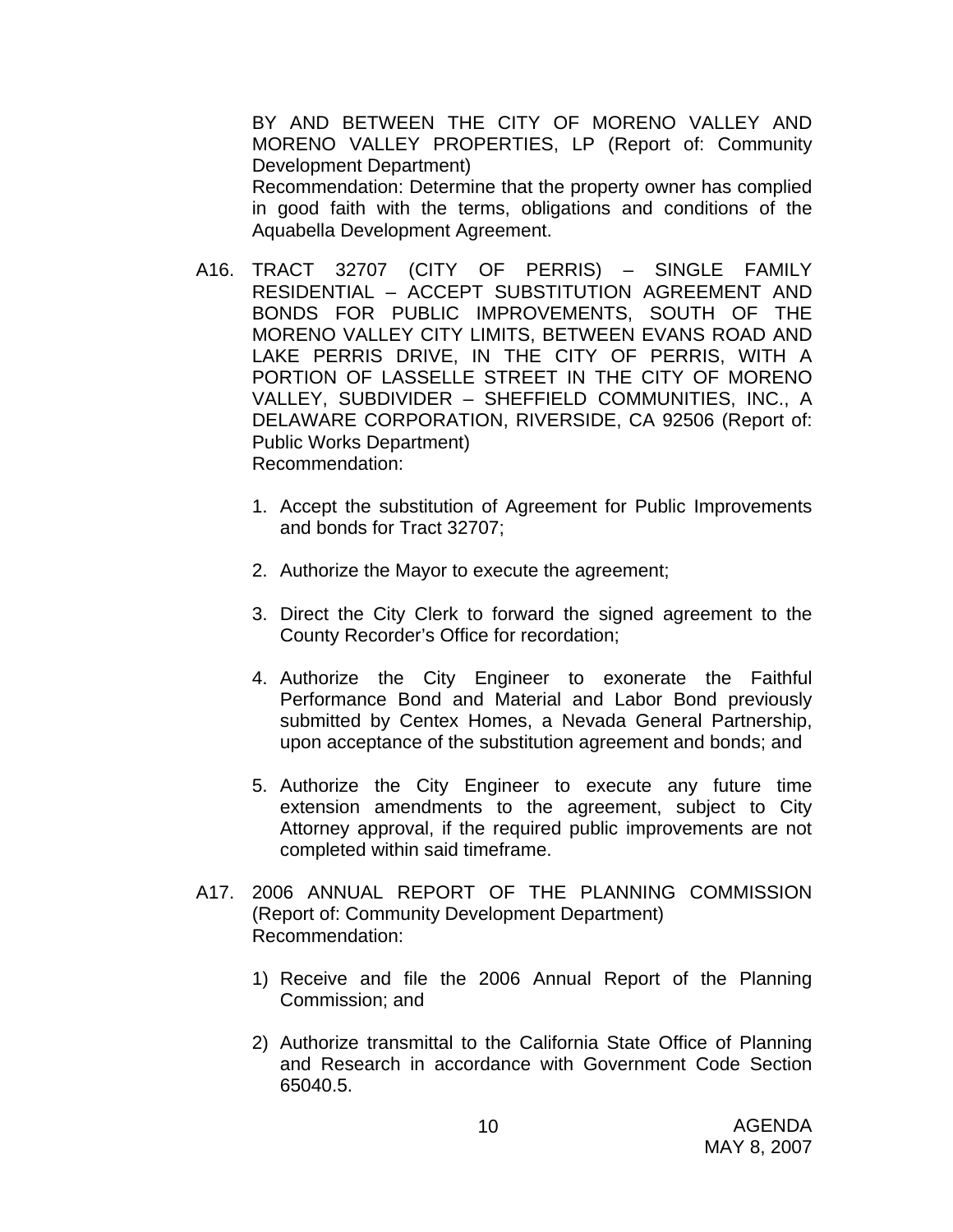BY AND BETWEEN THE CITY OF MORENO VALLEY AND MORENO VALLEY PROPERTIES, LP (Report of: Community Development Department)
Recommendation: Determine that the property owner has complied in good faith with the terms, obligations and conditions of the Aquabella Development Agreement.

A16. TRACT 32707 (CITY OF PERRIS) – SINGLE FAMILY RESIDENTIAL – ACCEPT SUBSTITUTION AGREEMENT AND BONDS FOR PUBLIC IMPROVEMENTS, SOUTH OF THE MORENO VALLEY CITY LIMITS, BETWEEN EVANS ROAD AND LAKE PERRIS DRIVE, IN THE CITY OF PERRIS, WITH A PORTION OF LASSELLE STREET IN THE CITY OF MORENO VALLEY, SUBDIVIDER – SHEFFIELD COMMUNITIES, INC., A DELAWARE CORPORATION, RIVERSIDE, CA 92506 (Report of: Public Works Department)
Recommendation:

1. Accept the substitution of Agreement for Public Improvements and bonds for Tract 32707;

2. Authorize the Mayor to execute the agreement;

3. Direct the City Clerk to forward the signed agreement to the County Recorder's Office for recordation;

4. Authorize the City Engineer to exonerate the Faithful Performance Bond and Material and Labor Bond previously submitted by Centex Homes, a Nevada General Partnership, upon acceptance of the substitution agreement and bonds; and

5. Authorize the City Engineer to execute any future time extension amendments to the agreement, subject to City Attorney approval, if the required public improvements are not completed within said timeframe.

A17. 2006 ANNUAL REPORT OF THE PLANNING COMMISSION (Report of: Community Development Department)
Recommendation:

1) Receive and file the 2006 Annual Report of the Planning Commission; and

2) Authorize transmittal to the California State Office of Planning and Research in accordance with Government Code Section 65040.5.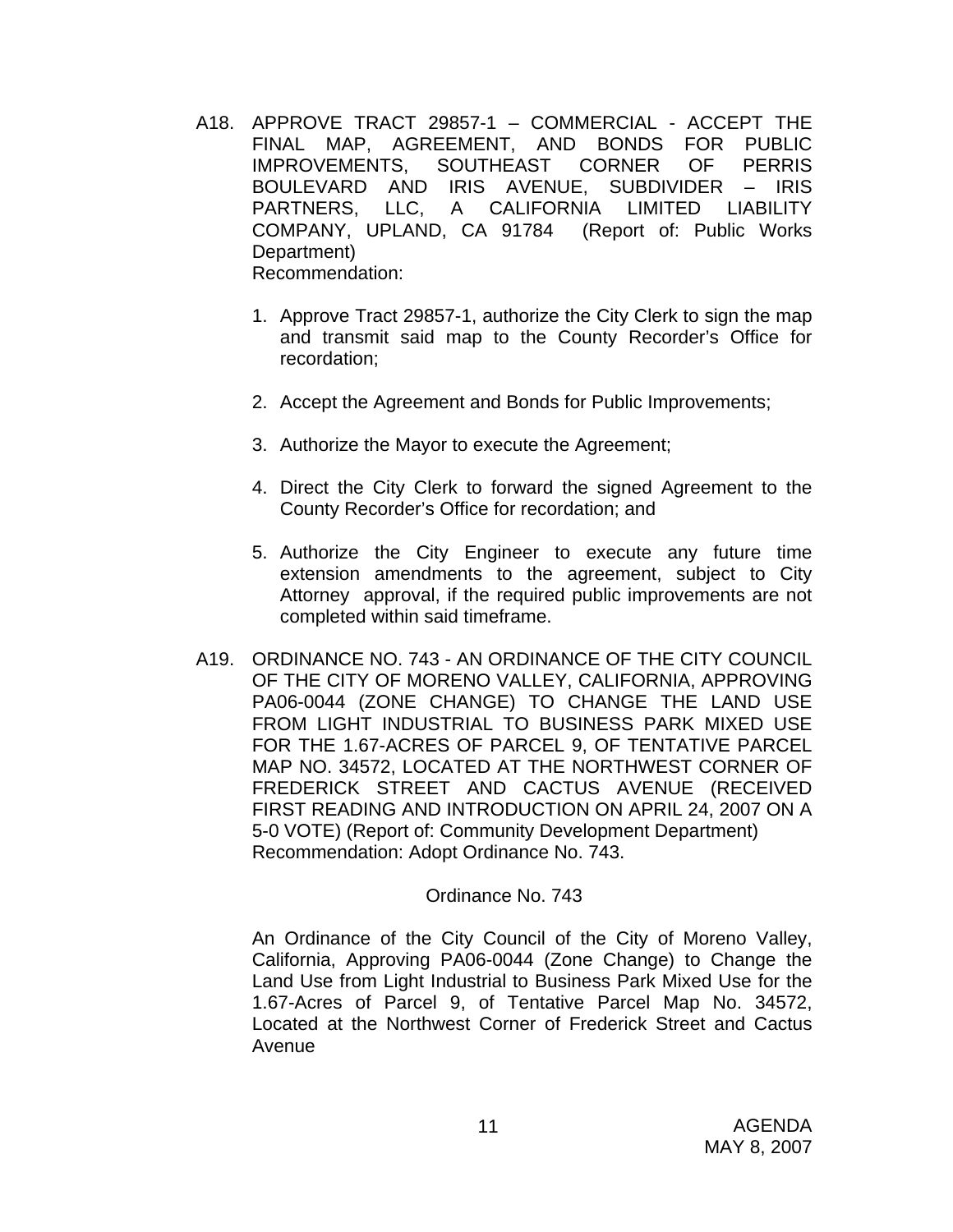A18. APPROVE TRACT 29857-1 – COMMERCIAL - ACCEPT THE FINAL MAP, AGREEMENT, AND BONDS FOR PUBLIC IMPROVEMENTS, SOUTHEAST CORNER OF PERRIS BOULEVARD AND IRIS AVENUE, SUBDIVIDER – IRIS PARTNERS, LLC, A CALIFORNIA LIMITED LIABILITY COMPANY, UPLAND, CA 91784 (Report of: Public Works Department)

Recommendation:

1. Approve Tract 29857-1, authorize the City Clerk to sign the map and transmit said map to the County Recorder's Office for recordation;

2. Accept the Agreement and Bonds for Public Improvements;

3. Authorize the Mayor to execute the Agreement;

4. Direct the City Clerk to forward the signed Agreement to the County Recorder's Office for recordation; and

5. Authorize the City Engineer to execute any future time extension amendments to the agreement, subject to City Attorney approval, if the required public improvements are not completed within said timeframe.

A19. ORDINANCE NO. 743 - AN ORDINANCE OF THE CITY COUNCIL OF THE CITY OF MORENO VALLEY, CALIFORNIA, APPROVING PA06-0044 (ZONE CHANGE) TO CHANGE THE LAND USE FROM LIGHT INDUSTRIAL TO BUSINESS PARK MIXED USE FOR THE 1.67-ACRES OF PARCEL 9, OF TENTATIVE PARCEL MAP NO. 34572, LOCATED AT THE NORTHWEST CORNER OF FREDERICK STREET AND CACTUS AVENUE (RECEIVED FIRST READING AND INTRODUCTION ON APRIL 24, 2007 ON A 5-0 VOTE) (Report of: Community Development Department)

Recommendation: Adopt Ordinance No. 743.

Ordinance No. 743

An Ordinance of the City Council of the City of Moreno Valley, California, Approving PA06-0044 (Zone Change) to Change the Land Use from Light Industrial to Business Park Mixed Use for the 1.67-Acres of Parcel 9, of Tentative Parcel Map No. 34572, Located at the Northwest Corner of Frederick Street and Cactus Avenue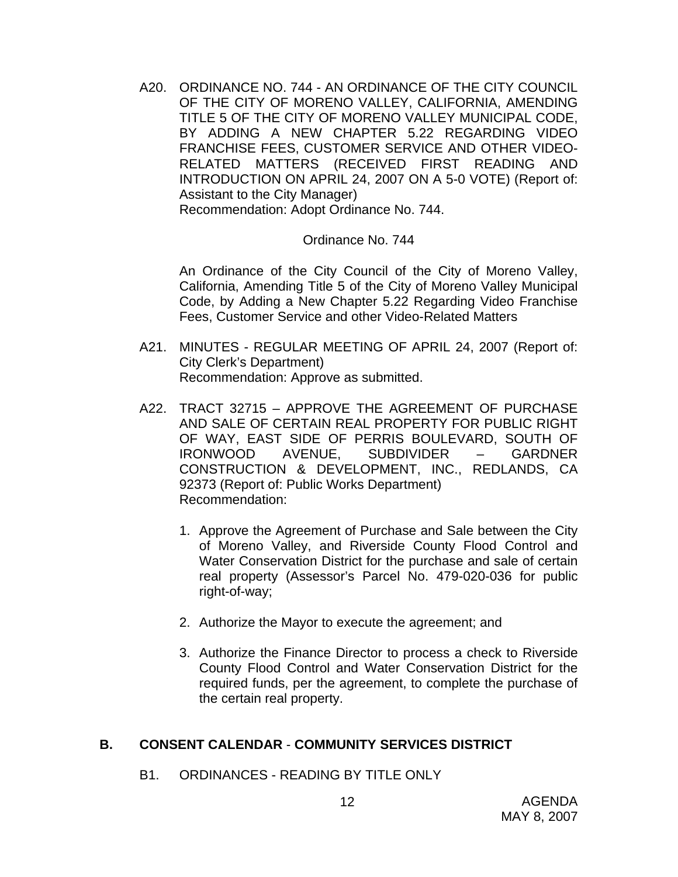A20. ORDINANCE NO. 744 - AN ORDINANCE OF THE CITY COUNCIL OF THE CITY OF MORENO VALLEY, CALIFORNIA, AMENDING TITLE 5 OF THE CITY OF MORENO VALLEY MUNICIPAL CODE, BY ADDING A NEW CHAPTER 5.22 REGARDING VIDEO FRANCHISE FEES, CUSTOMER SERVICE AND OTHER VIDEO-RELATED MATTERS (RECEIVED FIRST READING AND INTRODUCTION ON APRIL 24, 2007 ON A 5-0 VOTE) (Report of: Assistant to the City Manager)
Recommendation: Adopt Ordinance No. 744.

Ordinance No. 744

An Ordinance of the City Council of the City of Moreno Valley, California, Amending Title 5 of the City of Moreno Valley Municipal Code, by Adding a New Chapter 5.22 Regarding Video Franchise Fees, Customer Service and other Video-Related Matters

A21. MINUTES - REGULAR MEETING OF APRIL 24, 2007 (Report of: City Clerk's Department)
Recommendation: Approve as submitted.

A22. TRACT 32715 – APPROVE THE AGREEMENT OF PURCHASE AND SALE OF CERTAIN REAL PROPERTY FOR PUBLIC RIGHT OF WAY, EAST SIDE OF PERRIS BOULEVARD, SOUTH OF IRONWOOD AVENUE, SUBDIVIDER – GARDNER CONSTRUCTION & DEVELOPMENT, INC., REDLANDS, CA 92373 (Report of: Public Works Department)
Recommendation:

1. Approve the Agreement of Purchase and Sale between the City of Moreno Valley, and Riverside County Flood Control and Water Conservation District for the purchase and sale of certain real property (Assessor's Parcel No. 479-020-036 for public right-of-way;

2. Authorize the Mayor to execute the agreement; and

3. Authorize the Finance Director to process a check to Riverside County Flood Control and Water Conservation District for the required funds, per the agreement, to complete the purchase of the certain real property.

## B. CONSENT CALENDAR - COMMUNITY SERVICES DISTRICT

B1. ORDINANCES - READING BY TITLE ONLY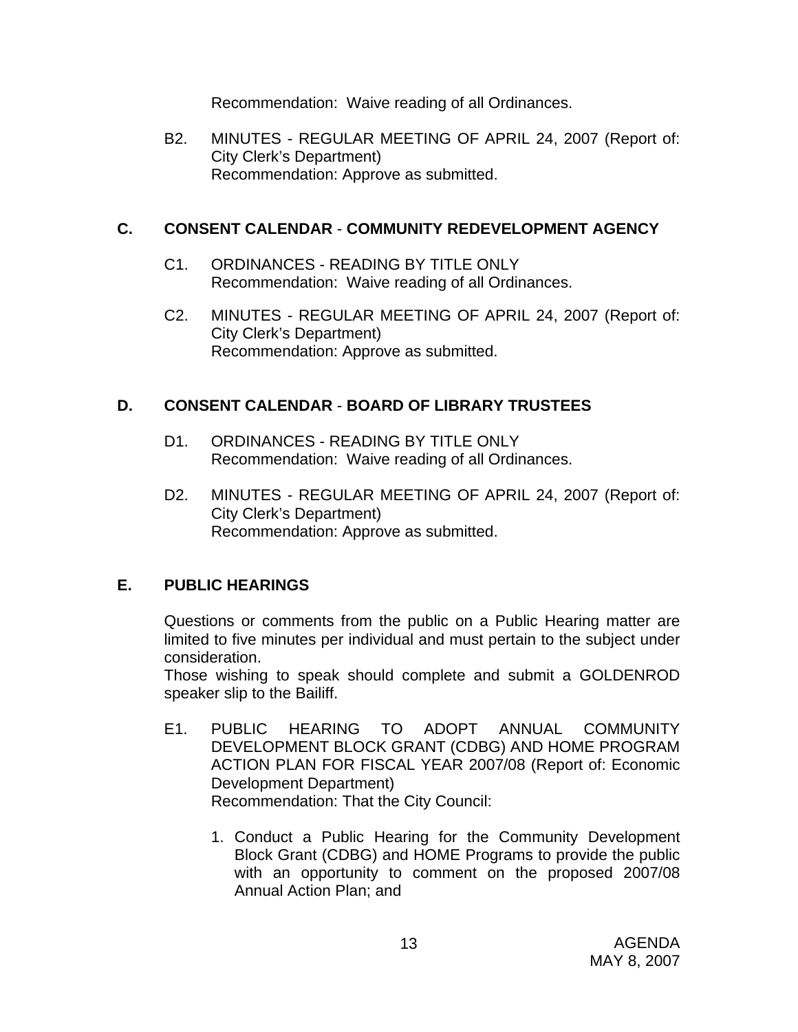Recommendation: Waive reading of all Ordinances.

B2. MINUTES - REGULAR MEETING OF APRIL 24, 2007 (Report of: City Clerk's Department)
Recommendation: Approve as submitted.

## C. CONSENT CALENDAR - COMMUNITY REDEVELOPMENT AGENCY

C1. ORDINANCES - READING BY TITLE ONLY
Recommendation: Waive reading of all Ordinances.

C2. MINUTES - REGULAR MEETING OF APRIL 24, 2007 (Report of: City Clerk's Department)
Recommendation: Approve as submitted.

## D. CONSENT CALENDAR - BOARD OF LIBRARY TRUSTEES

D1. ORDINANCES - READING BY TITLE ONLY
Recommendation: Waive reading of all Ordinances.

D2. MINUTES - REGULAR MEETING OF APRIL 24, 2007 (Report of: City Clerk's Department)
Recommendation: Approve as submitted.

## E. PUBLIC HEARINGS

Questions or comments from the public on a Public Hearing matter are limited to five minutes per individual and must pertain to the subject under consideration.
Those wishing to speak should complete and submit a GOLDENROD speaker slip to the Bailiff.

E1. PUBLIC HEARING TO ADOPT ANNUAL COMMUNITY DEVELOPMENT BLOCK GRANT (CDBG) AND HOME PROGRAM ACTION PLAN FOR FISCAL YEAR 2007/08 (Report of: Economic Development Department)
Recommendation: That the City Council:

1. Conduct a Public Hearing for the Community Development Block Grant (CDBG) and HOME Programs to provide the public with an opportunity to comment on the proposed 2007/08 Annual Action Plan; and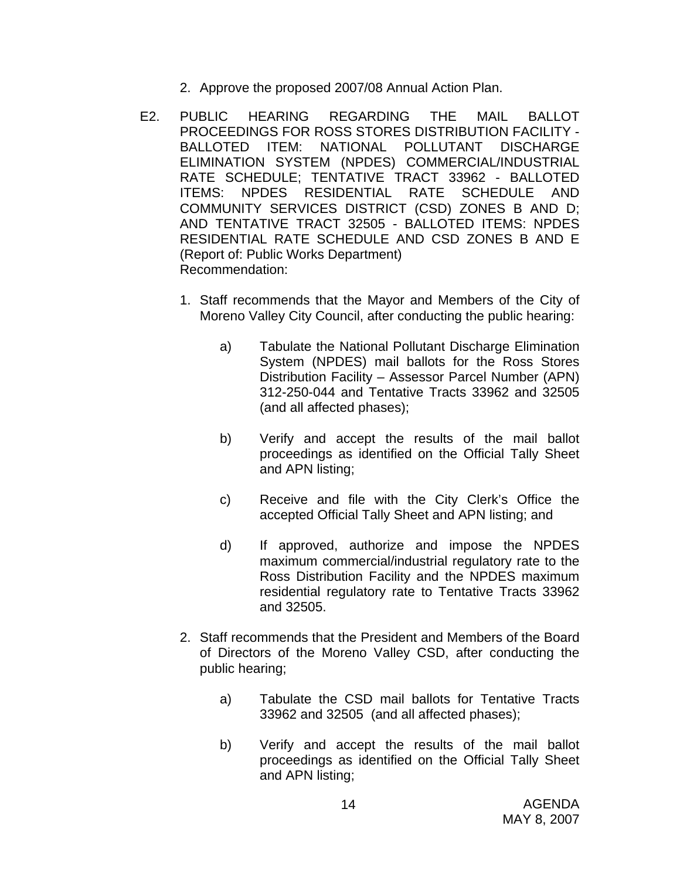2. Approve the proposed 2007/08 Annual Action Plan.

E2. PUBLIC HEARING REGARDING THE MAIL BALLOT PROCEEDINGS FOR ROSS STORES DISTRIBUTION FACILITY - BALLOTED ITEM: NATIONAL POLLUTANT DISCHARGE ELIMINATION SYSTEM (NPDES) COMMERCIAL/INDUSTRIAL RATE SCHEDULE; TENTATIVE TRACT 33962 - BALLOTED ITEMS: NPDES RESIDENTIAL RATE SCHEDULE AND COMMUNITY SERVICES DISTRICT (CSD) ZONES B AND D; AND TENTATIVE TRACT 32505 - BALLOTED ITEMS: NPDES RESIDENTIAL RATE SCHEDULE AND CSD ZONES B AND E (Report of: Public Works Department)
Recommendation:

1. Staff recommends that the Mayor and Members of the City of Moreno Valley City Council, after conducting the public hearing:

   a) Tabulate the National Pollutant Discharge Elimination System (NPDES) mail ballots for the Ross Stores Distribution Facility – Assessor Parcel Number (APN) 312-250-044 and Tentative Tracts 33962 and 32505 (and all affected phases);

   b) Verify and accept the results of the mail ballot proceedings as identified on the Official Tally Sheet and APN listing;

   c) Receive and file with the City Clerk's Office the accepted Official Tally Sheet and APN listing; and

   d) If approved, authorize and impose the NPDES maximum commercial/industrial regulatory rate to the Ross Distribution Facility and the NPDES maximum residential regulatory rate to Tentative Tracts 33962 and 32505.

2. Staff recommends that the President and Members of the Board of Directors of the Moreno Valley CSD, after conducting the public hearing;

   a) Tabulate the CSD mail ballots for Tentative Tracts 33962 and 32505 (and all affected phases);

   b) Verify and accept the results of the mail ballot proceedings as identified on the Official Tally Sheet and APN listing;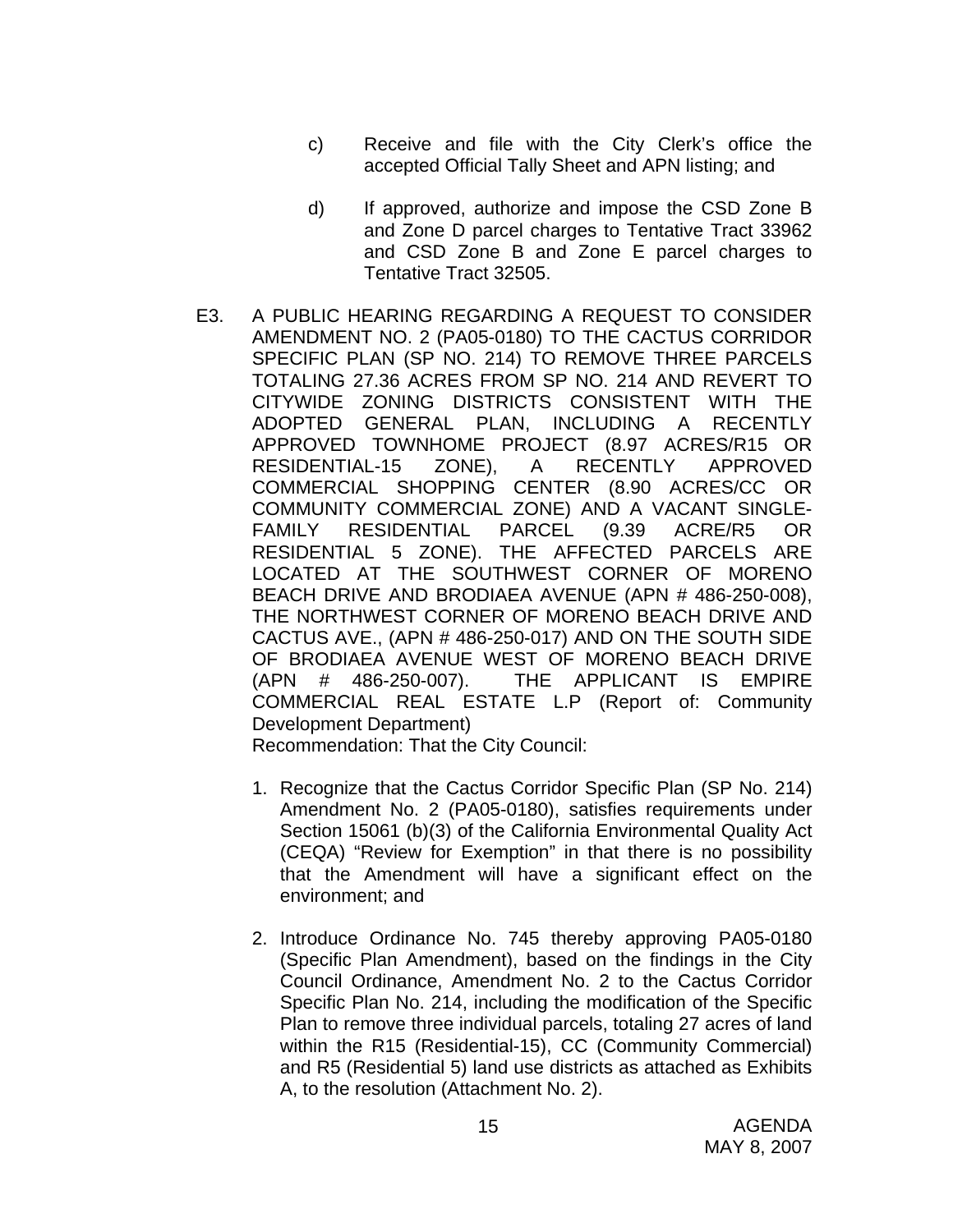c) Receive and file with the City Clerk's office the accepted Official Tally Sheet and APN listing; and

d) If approved, authorize and impose the CSD Zone B and Zone D parcel charges to Tentative Tract 33962 and CSD Zone B and Zone E parcel charges to Tentative Tract 32505.

E3. A PUBLIC HEARING REGARDING A REQUEST TO CONSIDER AMENDMENT NO. 2 (PA05-0180) TO THE CACTUS CORRIDOR SPECIFIC PLAN (SP NO. 214) TO REMOVE THREE PARCELS TOTALING 27.36 ACRES FROM SP NO. 214 AND REVERT TO CITYWIDE ZONING DISTRICTS CONSISTENT WITH THE ADOPTED GENERAL PLAN, INCLUDING A RECENTLY APPROVED TOWNHOME PROJECT (8.97 ACRES/R15 OR RESIDENTIAL-15 ZONE), A RECENTLY APPROVED COMMERCIAL SHOPPING CENTER (8.90 ACRES/CC OR COMMUNITY COMMERCIAL ZONE) AND A VACANT SINGLE-FAMILY RESIDENTIAL PARCEL (9.39 ACRE/R5 OR RESIDENTIAL 5 ZONE). THE AFFECTED PARCELS ARE LOCATED AT THE SOUTHWEST CORNER OF MORENO BEACH DRIVE AND BRODIAEA AVENUE (APN # 486-250-008), THE NORTHWEST CORNER OF MORENO BEACH DRIVE AND CACTUS AVE., (APN # 486-250-017) AND ON THE SOUTH SIDE OF BRODIAEA AVENUE WEST OF MORENO BEACH DRIVE (APN # 486-250-007). THE APPLICANT IS EMPIRE COMMERCIAL REAL ESTATE L.P (Report of: Community Development Department)

Recommendation: That the City Council:

1. Recognize that the Cactus Corridor Specific Plan (SP No. 214) Amendment No. 2 (PA05-0180), satisfies requirements under Section 15061 (b)(3) of the California Environmental Quality Act (CEQA) "Review for Exemption" in that there is no possibility that the Amendment will have a significant effect on the environment; and

2. Introduce Ordinance No. 745 thereby approving PA05-0180 (Specific Plan Amendment), based on the findings in the City Council Ordinance, Amendment No. 2 to the Cactus Corridor Specific Plan No. 214, including the modification of the Specific Plan to remove three individual parcels, totaling 27 acres of land within the R15 (Residential-15), CC (Community Commercial) and R5 (Residential 5) land use districts as attached as Exhibits A, to the resolution (Attachment No. 2).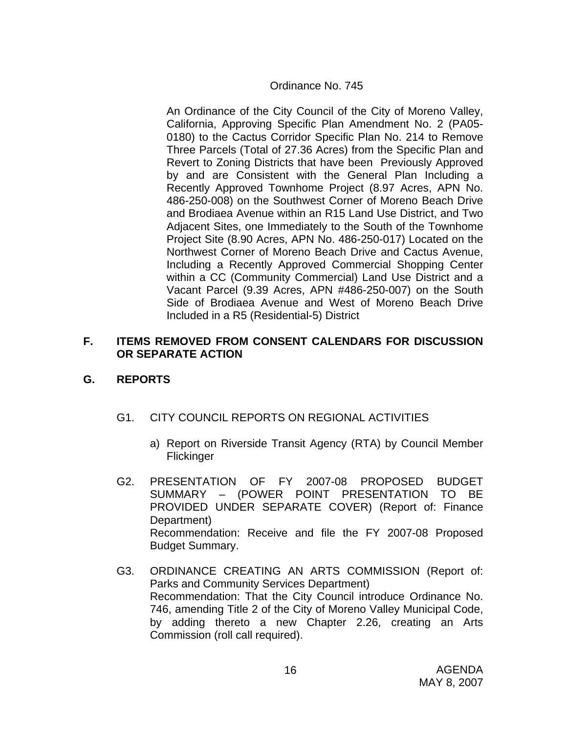Ordinance No. 745

An Ordinance of the City Council of the City of Moreno Valley, California, Approving Specific Plan Amendment No. 2 (PA05-0180) to the Cactus Corridor Specific Plan No. 214 to Remove Three Parcels (Total of 27.36 Acres) from the Specific Plan and Revert to Zoning Districts that have been Previously Approved by and are Consistent with the General Plan Including a Recently Approved Townhome Project (8.97 Acres, APN No. 486-250-008) on the Southwest Corner of Moreno Beach Drive and Brodiaea Avenue within an R15 Land Use District, and Two Adjacent Sites, one Immediately to the South of the Townhome Project Site (8.90 Acres, APN No. 486-250-017) Located on the Northwest Corner of Moreno Beach Drive and Cactus Avenue, Including a Recently Approved Commercial Shopping Center within a CC (Community Commercial) Land Use District and a Vacant Parcel (9.39 Acres, APN #486-250-007) on the South Side of Brodiaea Avenue and West of Moreno Beach Drive Included in a R5 (Residential-5) District

## F. ITEMS REMOVED FROM CONSENT CALENDARS FOR DISCUSSION OR SEPARATE ACTION

## G. REPORTS

G1. CITY COUNCIL REPORTS ON REGIONAL ACTIVITIES

a) Report on Riverside Transit Agency (RTA) by Council Member Flickinger

G2. PRESENTATION OF FY 2007-08 PROPOSED BUDGET SUMMARY – (POWER POINT PRESENTATION TO BE PROVIDED UNDER SEPARATE COVER) (Report of: Finance Department)
Recommendation: Receive and file the FY 2007-08 Proposed Budget Summary.

G3. ORDINANCE CREATING AN ARTS COMMISSION (Report of: Parks and Community Services Department)
Recommendation: That the City Council introduce Ordinance No. 746, amending Title 2 of the City of Moreno Valley Municipal Code, by adding thereto a new Chapter 2.26, creating an Arts Commission (roll call required).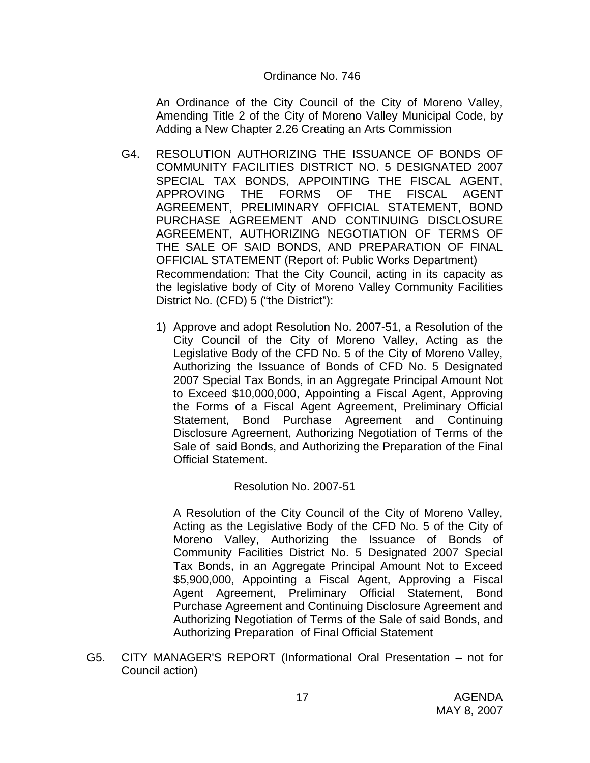Ordinance No. 746

An Ordinance of the City Council of the City of Moreno Valley, Amending Title 2 of the City of Moreno Valley Municipal Code, by Adding a New Chapter 2.26 Creating an Arts Commission

G4. RESOLUTION AUTHORIZING THE ISSUANCE OF BONDS OF COMMUNITY FACILITIES DISTRICT NO. 5 DESIGNATED 2007 SPECIAL TAX BONDS, APPOINTING THE FISCAL AGENT, APPROVING THE FORMS OF THE FISCAL AGENT AGREEMENT, PRELIMINARY OFFICIAL STATEMENT, BOND PURCHASE AGREEMENT AND CONTINUING DISCLOSURE AGREEMENT, AUTHORIZING NEGOTIATION OF TERMS OF THE SALE OF SAID BONDS, AND PREPARATION OF FINAL OFFICIAL STATEMENT (Report of: Public Works Department)
Recommendation: That the City Council, acting in its capacity as the legislative body of City of Moreno Valley Community Facilities District No. (CFD) 5 ("the District"):

1) Approve and adopt Resolution No. 2007-51, a Resolution of the City Council of the City of Moreno Valley, Acting as the Legislative Body of the CFD No. 5 of the City of Moreno Valley, Authorizing the Issuance of Bonds of CFD No. 5 Designated 2007 Special Tax Bonds, in an Aggregate Principal Amount Not to Exceed $10,000,000, Appointing a Fiscal Agent, Approving the Forms of a Fiscal Agent Agreement, Preliminary Official Statement, Bond Purchase Agreement and Continuing Disclosure Agreement, Authorizing Negotiation of Terms of the Sale of said Bonds, and Authorizing the Preparation of the Final Official Statement.

Resolution No. 2007-51

A Resolution of the City Council of the City of Moreno Valley, Acting as the Legislative Body of the CFD No. 5 of the City of Moreno Valley, Authorizing the Issuance of Bonds of Community Facilities District No. 5 Designated 2007 Special Tax Bonds, in an Aggregate Principal Amount Not to Exceed $5,900,000, Appointing a Fiscal Agent, Approving a Fiscal Agent Agreement, Preliminary Official Statement, Bond Purchase Agreement and Continuing Disclosure Agreement and Authorizing Negotiation of Terms of the Sale of said Bonds, and Authorizing Preparation of Final Official Statement

G5. CITY MANAGER'S REPORT (Informational Oral Presentation – not for Council action)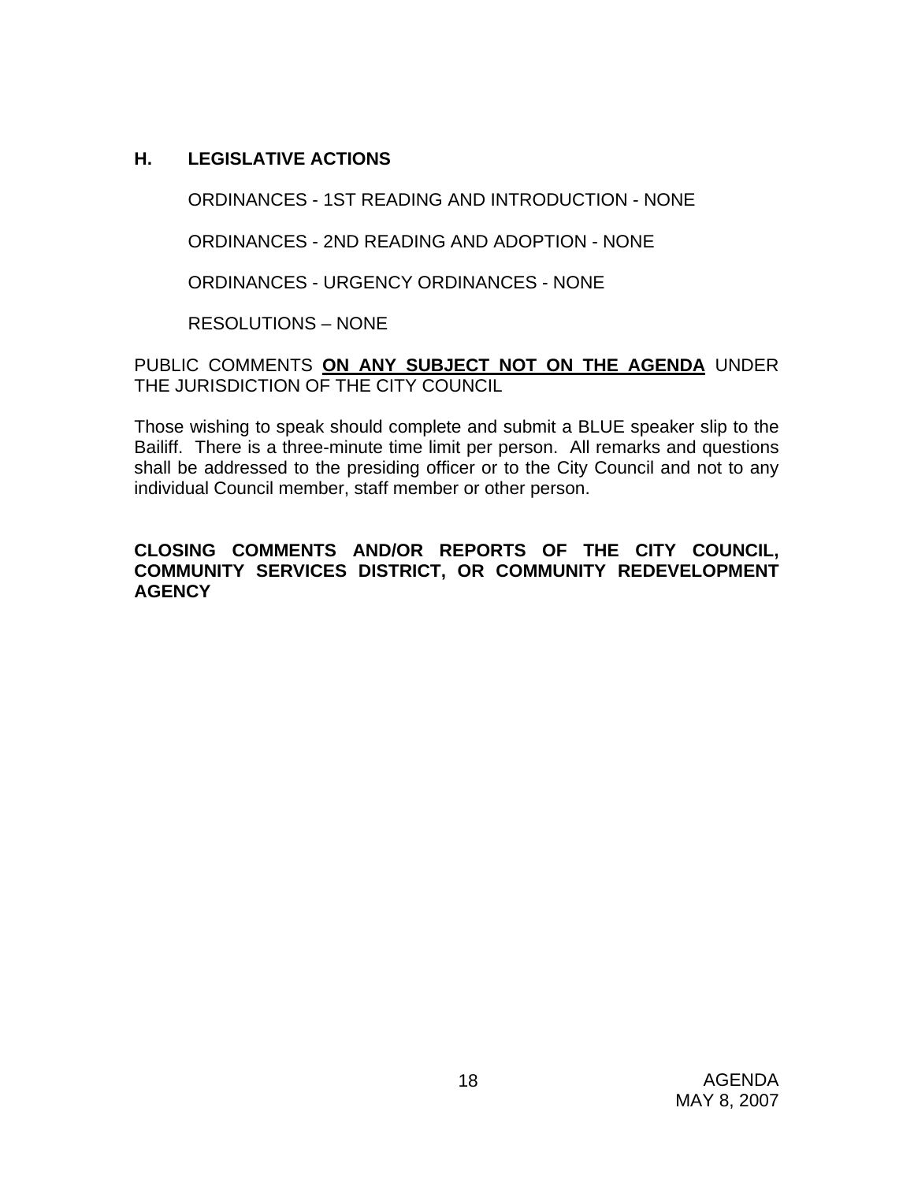## H. LEGISLATIVE ACTIONS

ORDINANCES - 1ST READING AND INTRODUCTION - NONE

ORDINANCES - 2ND READING AND ADOPTION - NONE

ORDINANCES - URGENCY ORDINANCES - NONE

RESOLUTIONS – NONE

PUBLIC COMMENTS **ON ANY SUBJECT NOT ON THE AGENDA** UNDER THE JURISDICTION OF THE CITY COUNCIL

Those wishing to speak should complete and submit a BLUE speaker slip to the Bailiff. There is a three-minute time limit per person. All remarks and questions shall be addressed to the presiding officer or to the City Council and not to any individual Council member, staff member or other person.

**CLOSING COMMENTS AND/OR REPORTS OF THE CITY COUNCIL, COMMUNITY SERVICES DISTRICT, OR COMMUNITY REDEVELOPMENT AGENCY**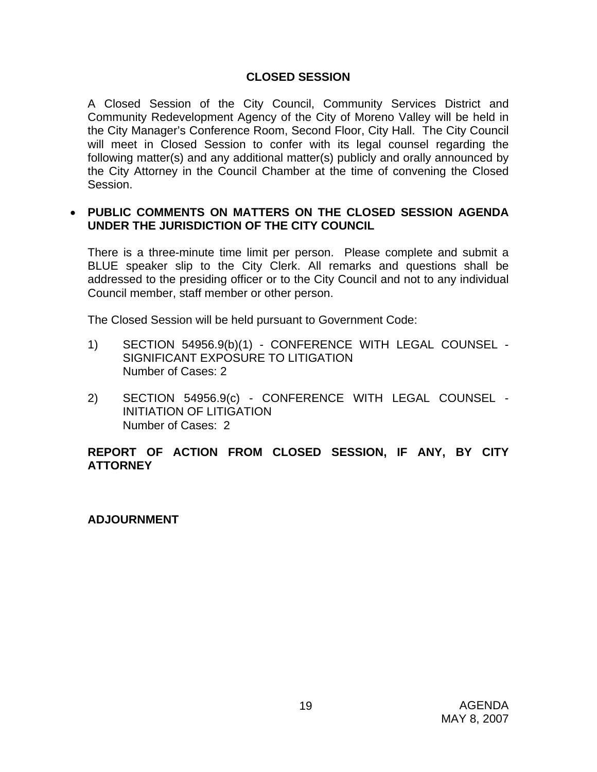## CLOSED SESSION

A Closed Session of the City Council, Community Services District and Community Redevelopment Agency of the City of Moreno Valley will be held in the City Manager's Conference Room, Second Floor, City Hall. The City Council will meet in Closed Session to confer with its legal counsel regarding the following matter(s) and any additional matter(s) publicly and orally announced by the City Attorney in the Council Chamber at the time of convening the Closed Session.

- **PUBLIC COMMENTS ON MATTERS ON THE CLOSED SESSION AGENDA UNDER THE JURISDICTION OF THE CITY COUNCIL**

  There is a three-minute time limit per person. Please complete and submit a BLUE speaker slip to the City Clerk. All remarks and questions shall be addressed to the presiding officer or to the City Council and not to any individual Council member, staff member or other person.

  The Closed Session will be held pursuant to Government Code:

  1) SECTION 54956.9(b)(1) - CONFERENCE WITH LEGAL COUNSEL - SIGNIFICANT EXPOSURE TO LITIGATION
     Number of Cases: 2

  2) SECTION 54956.9(c) - CONFERENCE WITH LEGAL COUNSEL - INITIATION OF LITIGATION
     Number of Cases: 2

**REPORT OF ACTION FROM CLOSED SESSION, IF ANY, BY CITY ATTORNEY**

**ADJOURNMENT**